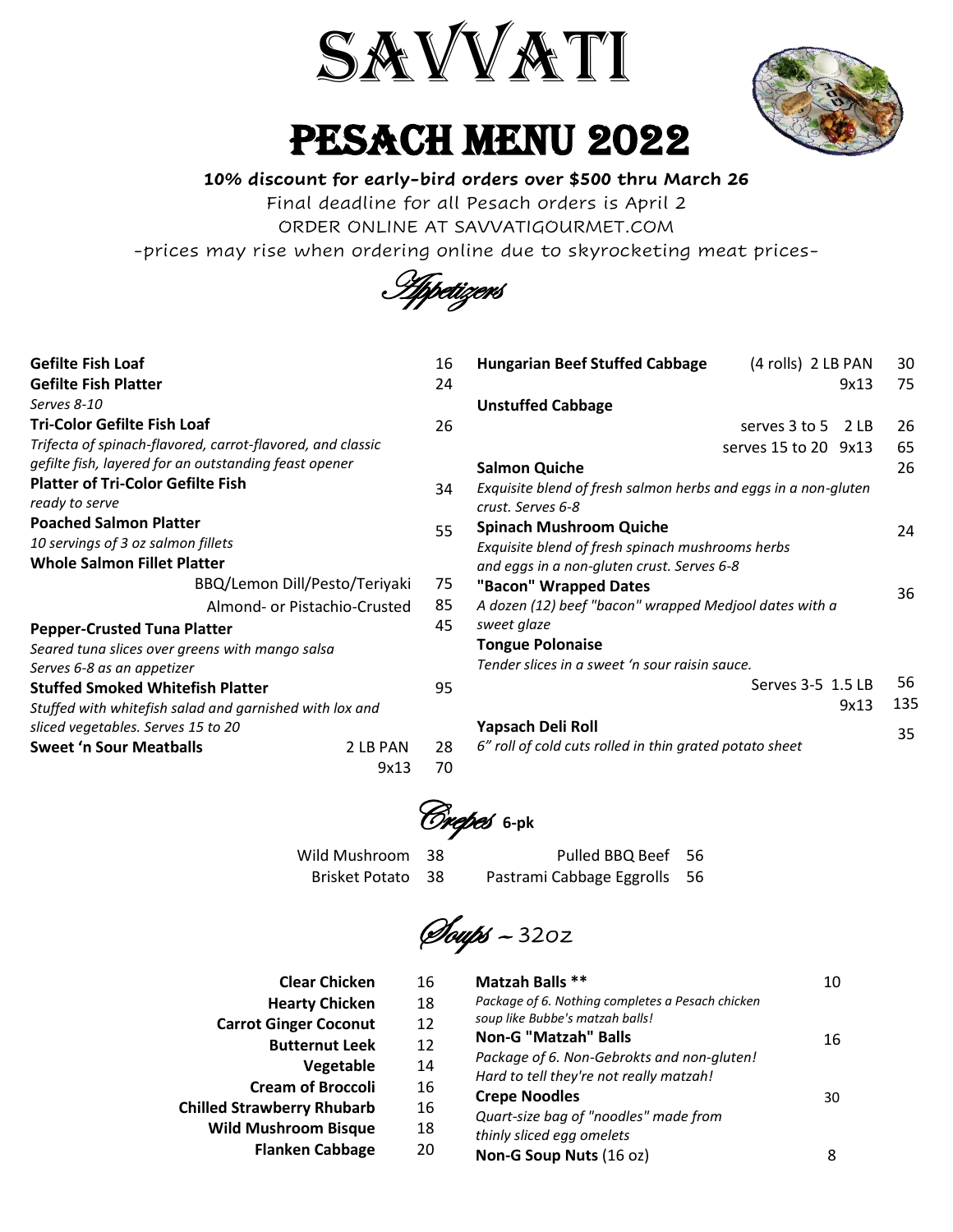# SAVVATI

# PESACH MENU 2022

**10% discount for early-bird orders over $500 thru March 26**

Final deadline for all Pesach orders is April 2

ORDER ONLINE AT SAVVATIGOURMET.COM

-prices may rise when ordering online due to skyrocketing meat prices-

## Appetizers

| Item | Size | Price |
|---|---|---|
| **Gefilte Fish Loaf** | | 16 |
| **Gefilte Fish Platter** *Serves 8-10* | | 24 |
| **Tri-Color Gefilte Fish Loaf** *Trifecta of spinach-flavored, carrot-flavored, and classic gefilte fish, layered for an outstanding feast opener* | | 26 |
| **Platter of Tri-Color Gefilte Fish** *ready to serve* | | 34 |
| **Poached Salmon Platter** *10 servings of 3 oz salmon fillets* | | 55 |
| **Whole Salmon Fillet Platter** | BBQ/Lemon Dill/Pesto/Teriyaki | 75 |
| | Almond- or Pistachio-Crusted | 85 |
| **Pepper-Crusted Tuna Platter** *Seared tuna slices over greens with mango salsa Serves 6-8 as an appetizer* | | 45 |
| **Stuffed Smoked Whitefish Platter** *Stuffed with whitefish salad and garnished with lox and sliced vegetables. Serves 15 to 20* | | 95 |
| **Sweet 'n Sour Meatballs** | 2 LB PAN | 28 |
| | 9x13 | 70 |
| **Hungarian Beef Stuffed Cabbage** | (4 rolls) 2 LB PAN | 30 |
| | 9x13 | 75 |
| **Unstuffed Cabbage** | serves 3 to 5 2 LB | 26 |
| | serves 15 to 20 9x13 | 65 |
| **Salmon Quiche** *Exquisite blend of fresh salmon herbs and eggs in a non-gluten crust. Serves 6-8* | | 26 |
| **Spinach Mushroom Quiche** *Exquisite blend of fresh spinach mushrooms herbs and eggs in a non-gluten crust. Serves 6-8* | | 24 |
| **"Bacon" Wrapped Dates** *A dozen (12) beef "bacon" wrapped Medjool dates with a sweet glaze* | | 36 |
| **Tongue Polonaise** *Tender slices in a sweet 'n sour raisin sauce.* | Serves 3-5 1.5 LB | 56 |
| | 9x13 | 135 |
| **Yapsach Deli Roll** *6" roll of cold cuts rolled in thin grated potato sheet* | | 35 |

## Crepes **6-pk**

| Item | Price |
|---|---|
| Wild Mushroom | 38 |
| Brisket Potato | 38 |
| Pulled BBQ Beef | 56 |
| Pastrami Cabbage Eggrolls | 56 |

## Soups ~ 32oz

| Item | Price |
|---|---|
| **Clear Chicken** | 16 |
| **Hearty Chicken** | 18 |
| **Carrot Ginger Coconut** | 12 |
| **Butternut Leek** | 12 |
| **Vegetable** | 14 |
| **Cream of Broccoli** | 16 |
| **Chilled Strawberry Rhubarb** | 16 |
| **Wild Mushroom Bisque** | 18 |
| **Flanken Cabbage** | 20 |
| **Matzah Balls \*\*** *Package of 6. Nothing completes a Pesach chicken soup like Bubbe's matzah balls!* | 10 |
| **Non-G "Matzah" Balls** *Package of 6. Non-Gebrokts and non-gluten! Hard to tell they're not really matzah!* | 16 |
| **Crepe Noodles** *Quart-size bag of "noodles" made from thinly sliced egg omelets* | 30 |
| **Non-G Soup Nuts** (16 oz) | 8 |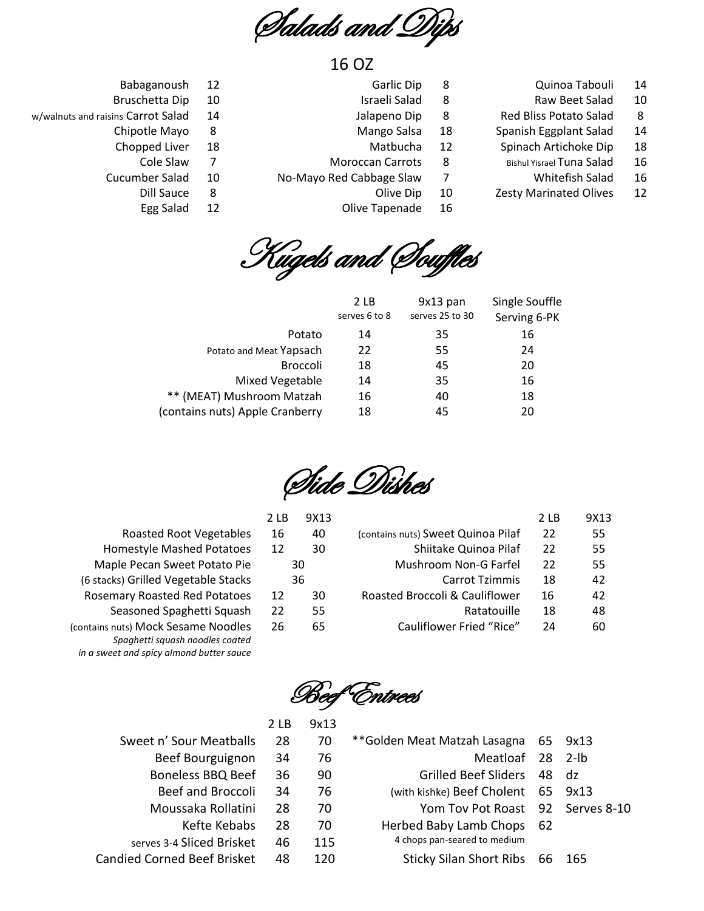# Salads and Dips

16 OZ

| Item | Price |
|---|---|
| Babaganoush | 12 |
| Bruschetta Dip | 10 |
| w/walnuts and raisins Carrot Salad | 14 |
| Chipotle Mayo | 8 |
| Chopped Liver | 18 |
| Cole Slaw | 7 |
| Cucumber Salad | 10 |
| Dill Sauce | 8 |
| Egg Salad | 12 |
| Garlic Dip | 8 |
| Israeli Salad | 8 |
| Jalapeno Dip | 8 |
| Mango Salsa | 18 |
| Matbucha | 12 |
| Moroccan Carrots | 8 |
| No-Mayo Red Cabbage Slaw | 7 |
| Olive Dip | 10 |
| Olive Tapenade | 16 |
| Quinoa Tabouli | 14 |
| Raw Beet Salad | 10 |
| Red Bliss Potato Salad | 8 |
| Spanish Eggplant Salad | 14 |
| Spinach Artichoke Dip | 18 |
| Bishul Yisrael Tuna Salad | 16 |
| Whitefish Salad | 16 |
| Zesty Marinated Olives | 12 |

# Kugels and Souffles

| | 2 LB serves 6 to 8 | 9x13 pan serves 25 to 30 | Single Souffle Serving 6-PK |
|---|---|---|---|
| Potato | 14 | 35 | 16 |
| Potato and Meat Yapsach | 22 | 55 | 24 |
| Broccoli | 18 | 45 | 20 |
| Mixed Vegetable | 14 | 35 | 16 |
| ** (MEAT) Mushroom Matzah | 16 | 40 | 18 |
| (contains nuts) Apple Cranberry | 18 | 45 | 20 |

# Side Dishes

| | 2 LB | 9X13 |
|---|---|---|
| Roasted Root Vegetables | 16 | 40 |
| Homestyle Mashed Potatoes | 12 | 30 |
| Maple Pecan Sweet Potato Pie | 30 | |
| (6 stacks) Grilled Vegetable Stacks | 36 | |
| Rosemary Roasted Red Potatoes | 12 | 30 |
| Seasoned Spaghetti Squash | 22 | 55 |
| (contains nuts) Mock Sesame Noodles<br>*Spaghetti squash noodles coated in a sweet and spicy almond butter sauce* | 26 | 65 |
| (contains nuts) Sweet Quinoa Pilaf | 22 | 55 |
| Shiitake Quinoa Pilaf | 22 | 55 |
| Mushroom Non-G Farfel | 22 | 55 |
| Carrot Tzimmis | 18 | 42 |
| Roasted Broccoli & Cauliflower | 16 | 42 |
| Ratatouille | 18 | 48 |
| Cauliflower Fried "Rice" | 24 | 60 |

# Beef Entrees

| | 2 LB | 9x13 |
|---|---|---|
| Sweet n' Sour Meatballs | 28 | 70 |
| Beef Bourguignon | 34 | 76 |
| Boneless BBQ Beef | 36 | 90 |
| Beef and Broccoli | 34 | 76 |
| Moussaka Rollatini | 28 | 70 |
| Kefte Kebabs | 28 | 70 |
| serves 3-4 Sliced Brisket | 46 | 115 |
| Candied Corned Beef Brisket | 48 | 120 |

| Item | Price | Size |
|---|---|---|
| **Golden Meat Matzah Lasagna | 65 | 9x13 |
| Meatloaf | 28 | 2-lb |
| Grilled Beef Sliders | 48 | dz |
| (with kishke) Beef Cholent | 65 | 9x13 |
| Yom Tov Pot Roast | 92 | Serves 8-10 |
| Herbed Baby Lamb Chops<br>4 chops pan-seared to medium | 62 | |
| Sticky Silan Short Ribs | 66 | 165 |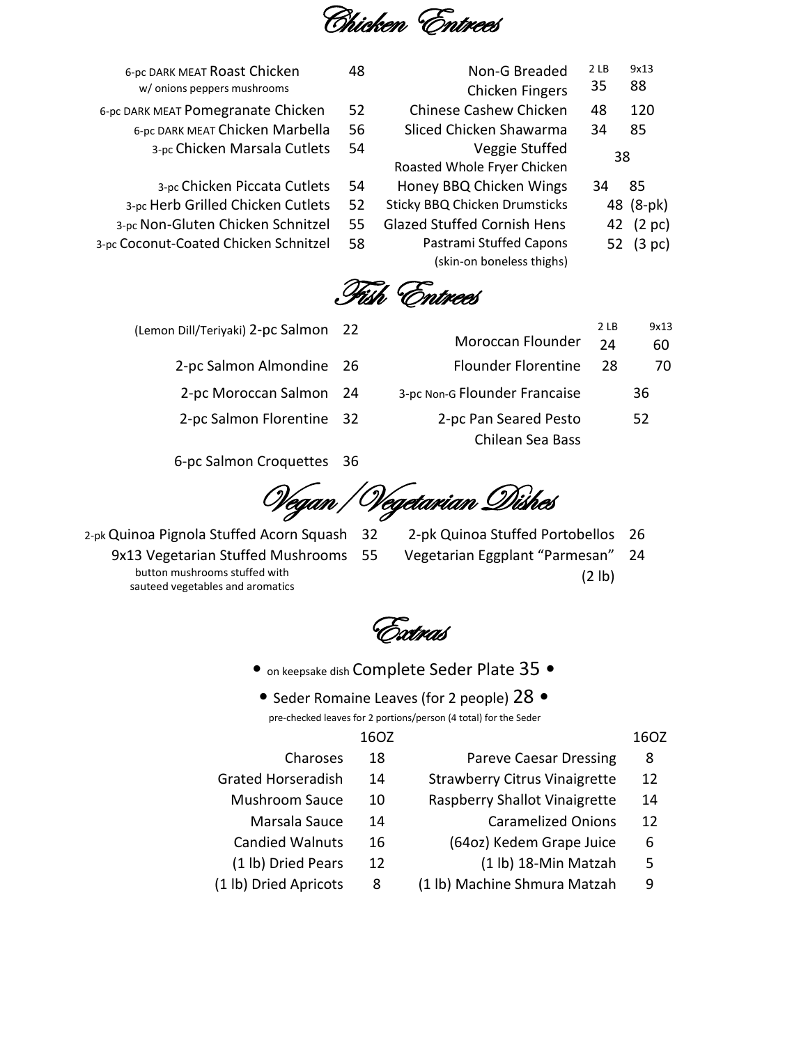# Chicken Entrees

| Item | Price |
|---|---|
| 6-pc DARK MEAT Roast Chicken w/ onions peppers mushrooms | 48 |
| 6-pc DARK MEAT Pomegranate Chicken | 52 |
| 6-pc DARK MEAT Chicken Marbella | 56 |
| 3-pc Chicken Marsala Cutlets | 54 |
| 3-pc Chicken Piccata Cutlets | 54 |
| 3-pc Herb Grilled Chicken Cutlets | 52 |
| 3-pc Non-Gluten Chicken Schnitzel | 55 |
| 3-pc Coconut-Coated Chicken Schnitzel | 58 |

| Item | 2 LB | 9x13 |
|---|---|---|
| Non-G Breaded Chicken Fingers | 35 | 88 |
| Chinese Cashew Chicken | 48 | 120 |
| Sliced Chicken Shawarma | 34 | 85 |
| Veggie Stuffed Roasted Whole Fryer Chicken | 38 | |
| Honey BBQ Chicken Wings | 34 | 85 |
| Sticky BBQ Chicken Drumsticks | | 48 (8-pk) |
| Glazed Stuffed Cornish Hens | | 42 (2 pc) |
| Pastrami Stuffed Capons (skin-on boneless thighs) | | 52 (3 pc) |

# Fish Entrees

| Item | Price |
|---|---|
| (Lemon Dill/Teriyaki) 2-pc Salmon | 22 |
| 2-pc Salmon Almondine | 26 |
| 2-pc Moroccan Salmon | 24 |
| 2-pc Salmon Florentine | 32 |
| 6-pc Salmon Croquettes | 36 |

| Item | 2 LB | 9x13 |
|---|---|---|
| Moroccan Flounder | 24 | 60 |
| Flounder Florentine | 28 | 70 |
| 3-pc Non-G Flounder Francaise | | 36 |
| 2-pc Pan Seared Pesto Chilean Sea Bass | | 52 |

# Vegan / Vegetarian Dishes

| Item | Price |
|---|---|
| 2-pk Quinoa Pignola Stuffed Acorn Squash | 32 |
| 9x13 Vegetarian Stuffed Mushrooms (button mushrooms stuffed with sauteed vegetables and aromatics) | 55 |
| 2-pk Quinoa Stuffed Portobellos | 26 |
| Vegetarian Eggplant "Parmesan" (2 lb) | 24 |

# Extras

• on keepsake dish Complete Seder Plate 35 •

• Seder Romaine Leaves (for 2 people) 28 •

pre-checked leaves for 2 portions/person (4 total) for the Seder

| Item | 16OZ |
|---|---|
| Charoses | 18 |
| Grated Horseradish | 14 |
| Mushroom Sauce | 10 |
| Marsala Sauce | 14 |
| Candied Walnuts | 16 |
| (1 lb) Dried Pears | 12 |
| (1 lb) Dried Apricots | 8 |

| Item | 16OZ |
|---|---|
| Pareve Caesar Dressing | 8 |
| Strawberry Citrus Vinaigrette | 12 |
| Raspberry Shallot Vinaigrette | 14 |
| Caramelized Onions | 12 |
| (64oz) Kedem Grape Juice | 6 |
| (1 lb) 18-Min Matzah | 5 |
| (1 lb) Machine Shmura Matzah | 9 |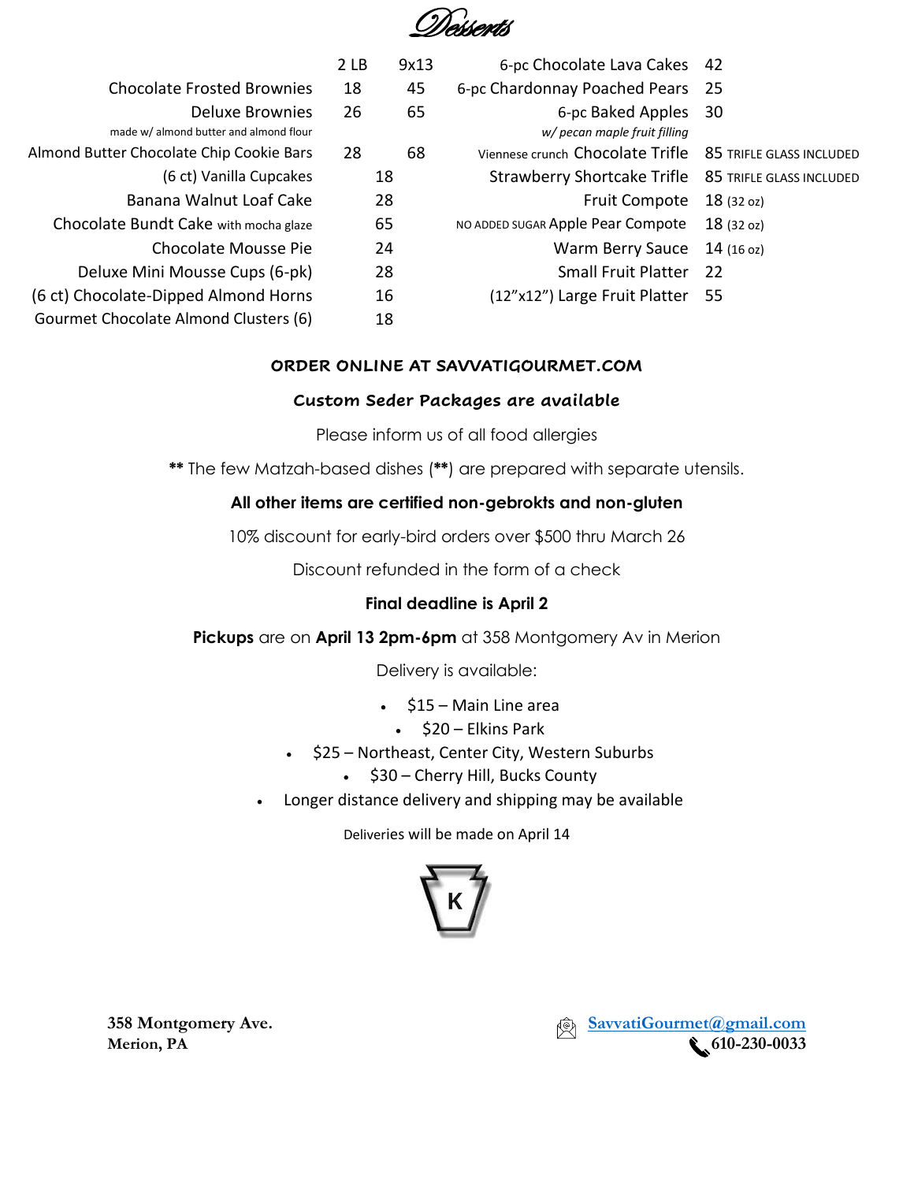# Desserts

| | 2 LB | 9x13 |
|---|---|---|
| Chocolate Frosted Brownies | 18 | 45 |
| Deluxe Brownies<br>made w/ almond butter and almond flour | 26 | 65 |
| Almond Butter Chocolate Chip Cookie Bars | 28 | 68 |
| (6 ct) Vanilla Cupcakes | 18 | |
| Banana Walnut Loaf Cake | 28 | |
| Chocolate Bundt Cake with mocha glaze | 65 | |
| Chocolate Mousse Pie | 24 | |
| Deluxe Mini Mousse Cups (6-pk) | 28 | |
| (6 ct) Chocolate-Dipped Almond Horns | 16 | |
| Gourmet Chocolate Almond Clusters (6) | 18 | |

| | |
|---|---|
| 6-pc Chocolate Lava Cakes | 42 |
| 6-pc Chardonnay Poached Pears | 25 |
| 6-pc Baked Apples<br>*w/ pecan maple fruit filling* | 30 |
| Viennese crunch Chocolate Trifle | 85 TRIFLE GLASS INCLUDED |
| Strawberry Shortcake Trifle | 85 TRIFLE GLASS INCLUDED |
| Fruit Compote | 18 (32 oz) |
| NO ADDED SUGAR Apple Pear Compote | 18 (32 oz) |
| Warm Berry Sauce | 14 (16 oz) |
| Small Fruit Platter | 22 |
| (12"x12") Large Fruit Platter | 55 |

**ORDER ONLINE AT SAVVATIGOURMET.COM**

**Custom Seder Packages are available**

Please inform us of all food allergies

** The few Matzah-based dishes (**) are prepared with separate utensils.

**All other items are certified non-gebrokts and non-gluten**

10% discount for early-bird orders over $500 thru March 26

Discount refunded in the form of a check

**Final deadline is April 2**

**Pickups** are on **April 13 2pm-6pm** at 358 Montgomery Av in Merion

Delivery is available:

- $15 – Main Line area
- $20 – Elkins Park
- $25 – Northeast, Center City, Western Suburbs
- $30 – Cherry Hill, Bucks County
- Longer distance delivery and shipping may be available

Deliveries will be made on April 14

K

**358 Montgomery Ave.**
**Merion, PA**

SavvatiGourmet@gmail.com
610-230-0033